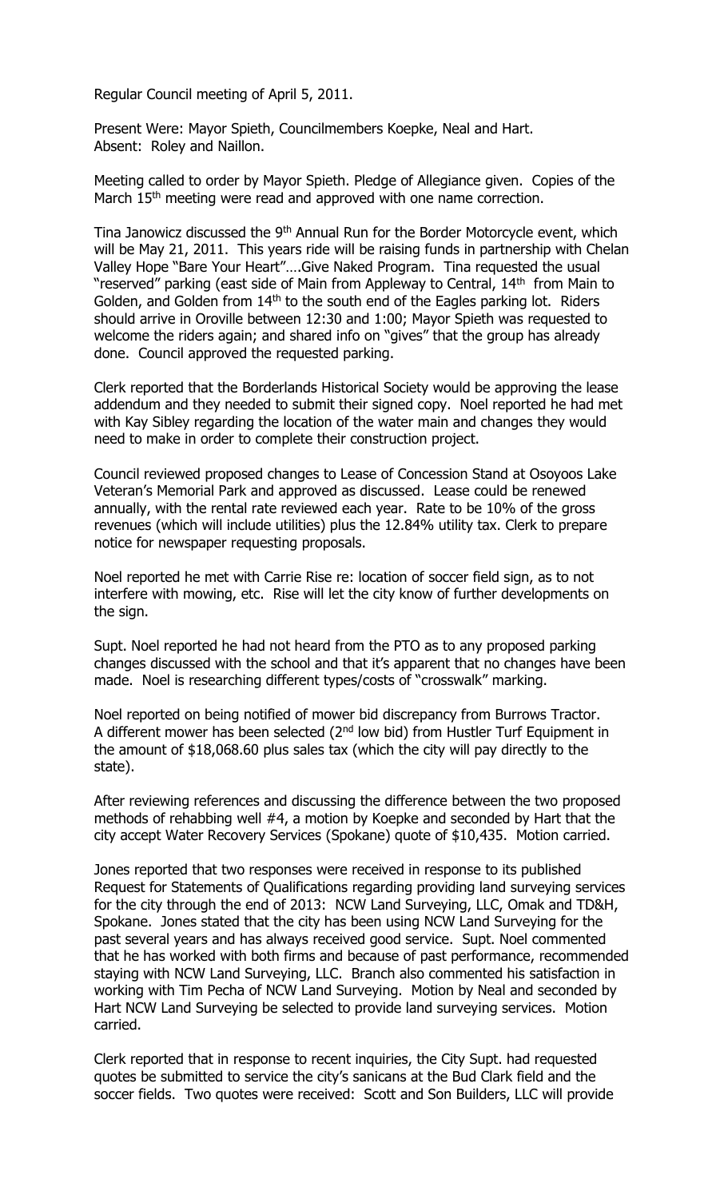Regular Council meeting of April 5, 2011.

Present Were: Mayor Spieth, Councilmembers Koepke, Neal and Hart.
Absent: Roley and Naillon.

Meeting called to order by Mayor Spieth. Pledge of Allegiance given. Copies of the March 15th meeting were read and approved with one name correction.

Tina Janowicz discussed the 9th Annual Run for the Border Motorcycle event, which will be May 21, 2011. This years ride will be raising funds in partnership with Chelan Valley Hope "Bare Your Heart"….Give Naked Program. Tina requested the usual "reserved" parking (east side of Main from Appleway to Central, 14th from Main to Golden, and Golden from 14th to the south end of the Eagles parking lot. Riders should arrive in Oroville between 12:30 and 1:00; Mayor Spieth was requested to welcome the riders again; and shared info on "gives" that the group has already done. Council approved the requested parking.

Clerk reported that the Borderlands Historical Society would be approving the lease addendum and they needed to submit their signed copy. Noel reported he had met with Kay Sibley regarding the location of the water main and changes they would need to make in order to complete their construction project.

Council reviewed proposed changes to Lease of Concession Stand at Osoyoos Lake Veteran's Memorial Park and approved as discussed. Lease could be renewed annually, with the rental rate reviewed each year. Rate to be 10% of the gross revenues (which will include utilities) plus the 12.84% utility tax. Clerk to prepare notice for newspaper requesting proposals.

Noel reported he met with Carrie Rise re: location of soccer field sign, as to not interfere with mowing, etc. Rise will let the city know of further developments on the sign.

Supt. Noel reported he had not heard from the PTO as to any proposed parking changes discussed with the school and that it's apparent that no changes have been made. Noel is researching different types/costs of "crosswalk" marking.

Noel reported on being notified of mower bid discrepancy from Burrows Tractor. A different mower has been selected (2nd low bid) from Hustler Turf Equipment in the amount of $18,068.60 plus sales tax (which the city will pay directly to the state).

After reviewing references and discussing the difference between the two proposed methods of rehabbing well #4, a motion by Koepke and seconded by Hart that the city accept Water Recovery Services (Spokane) quote of $10,435. Motion carried.

Jones reported that two responses were received in response to its published Request for Statements of Qualifications regarding providing land surveying services for the city through the end of 2013: NCW Land Surveying, LLC, Omak and TD&H, Spokane. Jones stated that the city has been using NCW Land Surveying for the past several years and has always received good service. Supt. Noel commented that he has worked with both firms and because of past performance, recommended staying with NCW Land Surveying, LLC. Branch also commented his satisfaction in working with Tim Pecha of NCW Land Surveying. Motion by Neal and seconded by Hart NCW Land Surveying be selected to provide land surveying services. Motion carried.

Clerk reported that in response to recent inquiries, the City Supt. had requested quotes be submitted to service the city's sanicans at the Bud Clark field and the soccer fields. Two quotes were received: Scott and Son Builders, LLC will provide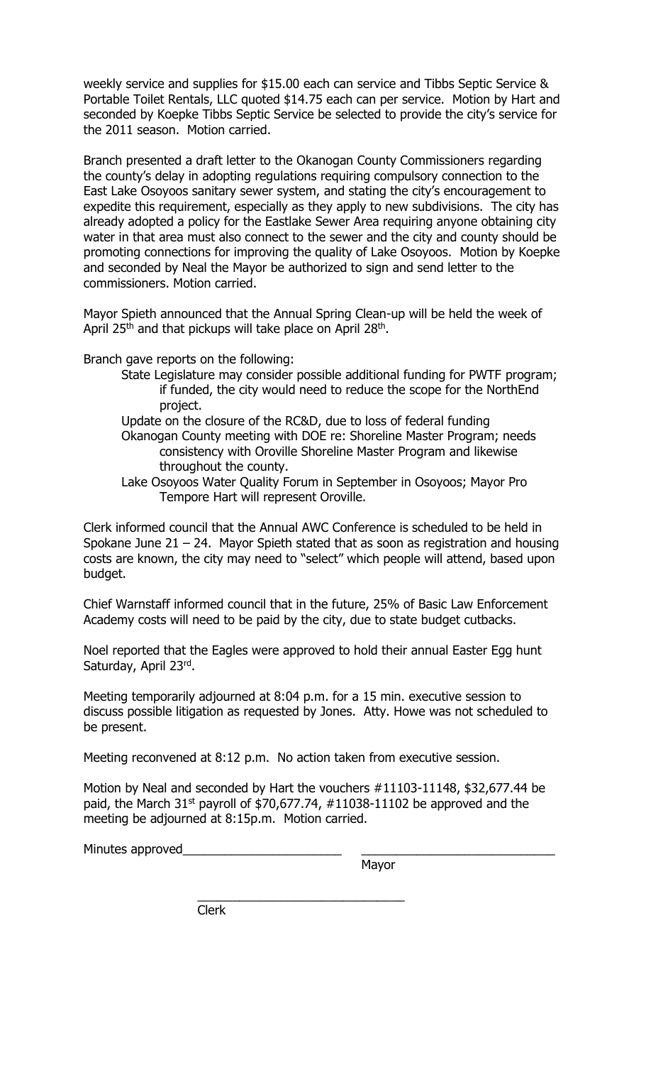weekly service and supplies for $15.00 each can service and Tibbs Septic Service & Portable Toilet Rentals, LLC quoted $14.75 each can per service. Motion by Hart and seconded by Koepke Tibbs Septic Service be selected to provide the city's service for the 2011 season. Motion carried.

Branch presented a draft letter to the Okanogan County Commissioners regarding the county's delay in adopting regulations requiring compulsory connection to the East Lake Osoyoos sanitary sewer system, and stating the city's encouragement to expedite this requirement, especially as they apply to new subdivisions. The city has already adopted a policy for the Eastlake Sewer Area requiring anyone obtaining city water in that area must also connect to the sewer and the city and county should be promoting connections for improving the quality of Lake Osoyoos. Motion by Koepke and seconded by Neal the Mayor be authorized to sign and send letter to the commissioners. Motion carried.

Mayor Spieth announced that the Annual Spring Clean-up will be held the week of April 25th and that pickups will take place on April 28th.

Branch gave reports on the following:

- State Legislature may consider possible additional funding for PWTF program; if funded, the city would need to reduce the scope for the NorthEnd project.
- Update on the closure of the RC&D, due to loss of federal funding
- Okanogan County meeting with DOE re: Shoreline Master Program; needs consistency with Oroville Shoreline Master Program and likewise throughout the county.
- Lake Osoyoos Water Quality Forum in September in Osoyoos; Mayor Pro Tempore Hart will represent Oroville.

Clerk informed council that the Annual AWC Conference is scheduled to be held in Spokane June 21 – 24. Mayor Spieth stated that as soon as registration and housing costs are known, the city may need to "select" which people will attend, based upon budget.

Chief Warnstaff informed council that in the future, 25% of Basic Law Enforcement Academy costs will need to be paid by the city, due to state budget cutbacks.

Noel reported that the Eagles were approved to hold their annual Easter Egg hunt Saturday, April 23rd.

Meeting temporarily adjourned at 8:04 p.m. for a 15 min. executive session to discuss possible litigation as requested by Jones. Atty. Howe was not scheduled to be present.

Meeting reconvened at 8:12 p.m. No action taken from executive session.

Motion by Neal and seconded by Hart the vouchers #11103-11148, $32,677.44 be paid, the March 31st payroll of $70,677.74, #11038-11102 be approved and the meeting be adjourned at 8:15p.m. Motion carried.

Minutes approved\_\_\_\_\_\_\_\_\_\_\_\_\_\_\_\_\_\_\_\_\_\_ \_\_\_\_\_\_\_\_\_\_\_\_\_\_\_\_\_\_\_\_\_\_\_\_\_\_\_\_

Mayor

\_\_\_\_\_\_\_\_\_\_\_\_\_\_\_\_\_\_\_\_\_\_\_\_\_\_\_\_\_\_

Clerk